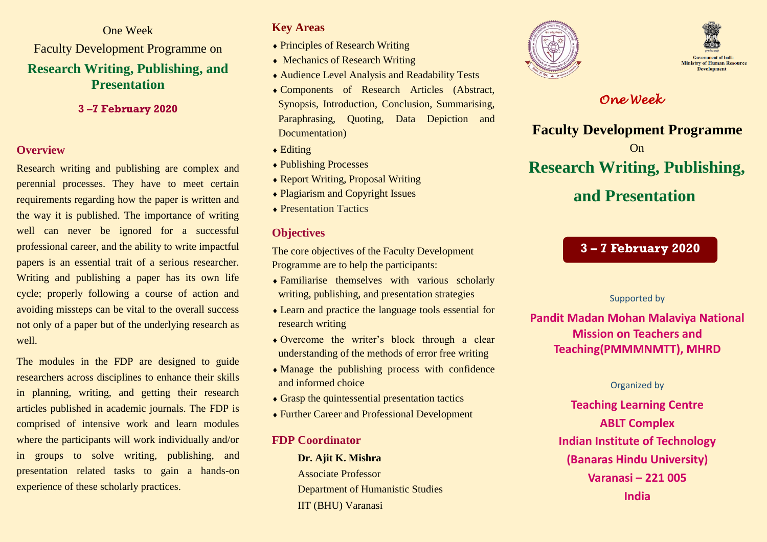One Week

Faculty Development Programme on

## Research Writing, Publishing, and Presentation

**3 –7 February 2020**

### Overview

Research writing and publishing are complex and perennial processes. They have to meet certain requirements regarding how the paper is written and the way it is published. The importance of writing well can never be ignored for a successful professional career, and the ability to write impactful papers is an essential trait of a serious researcher. Writing and publishing a paper has its own life cycle; properly following a course of action and avoiding missteps can be vital to the overall success not only of a paper but of the underlying research as well.

The modules in the FDP are designed to guide researchers across disciplines to enhance their skills in planning, writing, and getting their research articles published in academic journals. The FDP is comprised of intensive work and learn modules where the participants will work individually and/or in groups to solve writing, publishing, and presentation related tasks to gain a hands-on experience of these scholarly practices.

### Key Areas

- Principles of Research Writing
- Mechanics of Research Writing
- Audience Level Analysis and Readability Tests
- Components of Research Articles (Abstract, Synopsis, Introduction, Conclusion, Summarising, Paraphrasing, Quoting, Data Depiction and Documentation)
- Editing
- Publishing Processes
- Report Writing, Proposal Writing
- Plagiarism and Copyright Issues
- Presentation Tactics

### Objectives

The core objectives of the Faculty Development Programme are to help the participants:

- Familiarise themselves with various scholarly writing, publishing, and presentation strategies
- Learn and practice the language tools essential for research writing
- Overcome the writer's block through a clear understanding of the methods of error free writing
- Manage the publishing process with confidence and informed choice
- Grasp the quintessential presentation tactics
- Further Career and Professional Development

### FDP Coordinator

**Dr. Ajit K. Mishra**
Associate Professor
Department of Humanistic Studies
IIT (BHU) Varanasi

Government of India
Ministry of Human Resource Development

*One Week*

**Faculty Development Programme**

On

## Research Writing, Publishing, and Presentation

**3 – 7 February 2020**

Supported by

**Pandit Madan Mohan Malaviya National Mission on Teachers and Teaching(PMMMNMTT), MHRD**

Organized by

**Teaching Learning Centre**
**ABLT Complex**
**Indian Institute of Technology**
**(Banaras Hindu University)**
**Varanasi – 221 005**
**India**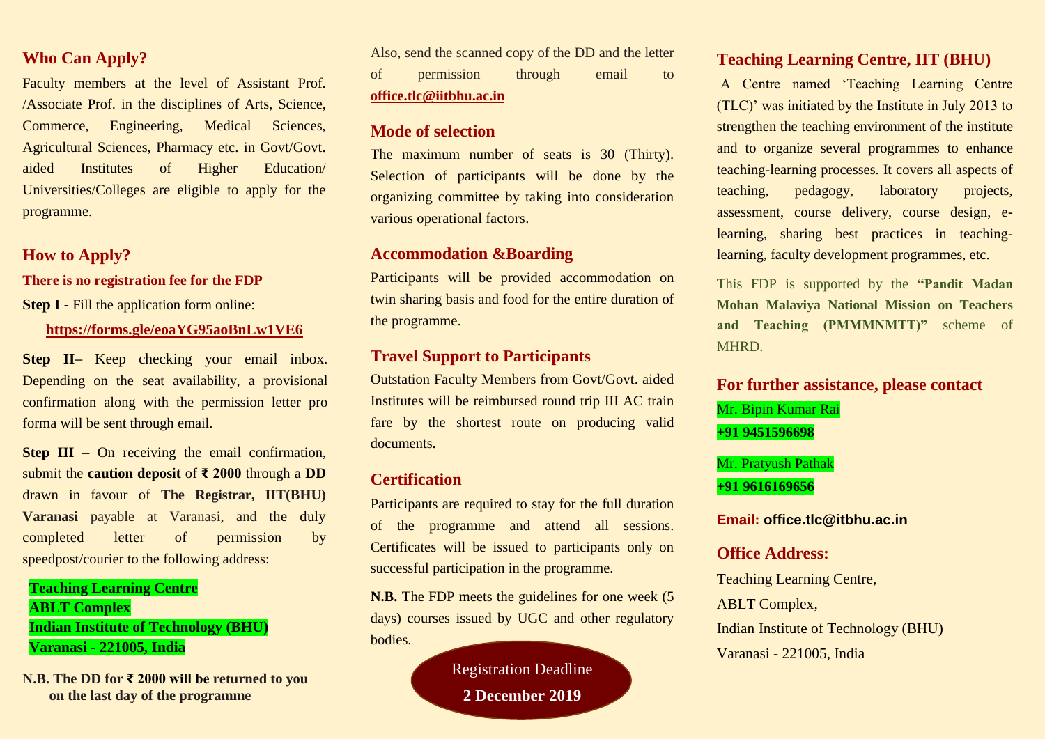## Who Can Apply?

Faculty members at the level of Assistant Prof. /Associate Prof. in the disciplines of Arts, Science, Commerce, Engineering, Medical Sciences, Agricultural Sciences, Pharmacy etc. in Govt/Govt. aided Institutes of Higher Education/ Universities/Colleges are eligible to apply for the programme.

## How to Apply?

**There is no registration fee for the FDP**

**Step I -** Fill the application form online:

**https://forms.gle/eoaYG95aoBnLw1VE6**

**Step II–** Keep checking your email inbox. Depending on the seat availability, a provisional confirmation along with the permission letter pro forma will be sent through email.

**Step III –** On receiving the email confirmation, submit the **caution deposit** of **₹ 2000** through a **DD** drawn in favour of **The Registrar, IIT(BHU) Varanasi** payable at Varanasi, and the duly completed letter of permission by speedpost/courier to the following address:

**Teaching Learning Centre**
**ABLT Complex**
**Indian Institute of Technology (BHU)**
**Varanasi - 221005, India**

**N.B. The DD for ₹ 2000 will be returned to you on the last day of the programme**

Also, send the scanned copy of the DD and the letter of permission through email to **office.tlc@iitbhu.ac.in**

## Mode of selection

The maximum number of seats is 30 (Thirty). Selection of participants will be done by the organizing committee by taking into consideration various operational factors.

## Accommodation &Boarding

Participants will be provided accommodation on twin sharing basis and food for the entire duration of the programme.

## Travel Support to Participants

Outstation Faculty Members from Govt/Govt. aided Institutes will be reimbursed round trip III AC train fare by the shortest route on producing valid documents.

## Certification

Participants are required to stay for the full duration of the programme and attend all sessions. Certificates will be issued to participants only on successful participation in the programme.

**N.B.** The FDP meets the guidelines for one week (5 days) courses issued by UGC and other regulatory bodies.

Registration Deadline
**2 December 2019**

## Teaching Learning Centre, IIT (BHU)

A Centre named 'Teaching Learning Centre (TLC)' was initiated by the Institute in July 2013 to strengthen the teaching environment of the institute and to organize several programmes to enhance teaching-learning processes. It covers all aspects of teaching, pedagogy, laboratory projects, assessment, course delivery, course design, e-learning, sharing best practices in teaching-learning, faculty development programmes, etc.

This FDP is supported by the **"Pandit Madan Mohan Malaviya National Mission on Teachers and Teaching (PMMMNMTT)"** scheme of MHRD.

## For further assistance, please contact

Mr. Bipin Kumar Rai
**+91 9451596698**

Mr. Pratyush Pathak
**+91 9616169656**

**Email: office.tlc@itbhu.ac.in**

## Office Address:

Teaching Learning Centre,
ABLT Complex,
Indian Institute of Technology (BHU)
Varanasi - 221005, India